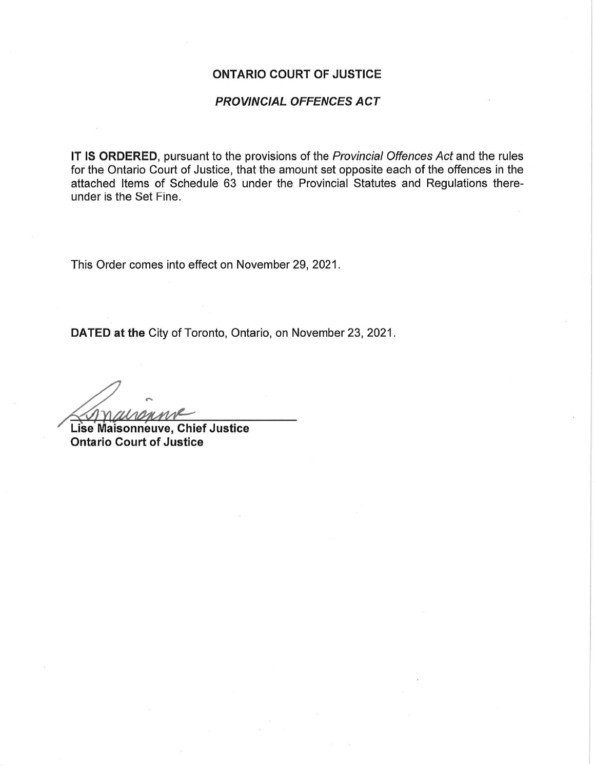# ONTARIO COURT OF JUSTICE

## *PROVINCIAL OFFENCES ACT*

**IT IS ORDERED**, pursuant to the provisions of the *Provincial Offences Act* and the rules for the Ontario Court of Justice, that the amount set opposite each of the offences in the attached Items of Schedule 63 under the Provincial Statutes and Regulations thereunder is the Set Fine.

This Order comes into effect on November 29, 2021.

**DATED at the** City of Toronto, Ontario, on November 23, 2021.

**Lise Maisonneuve, Chief Justice**
**Ontario Court of Justice**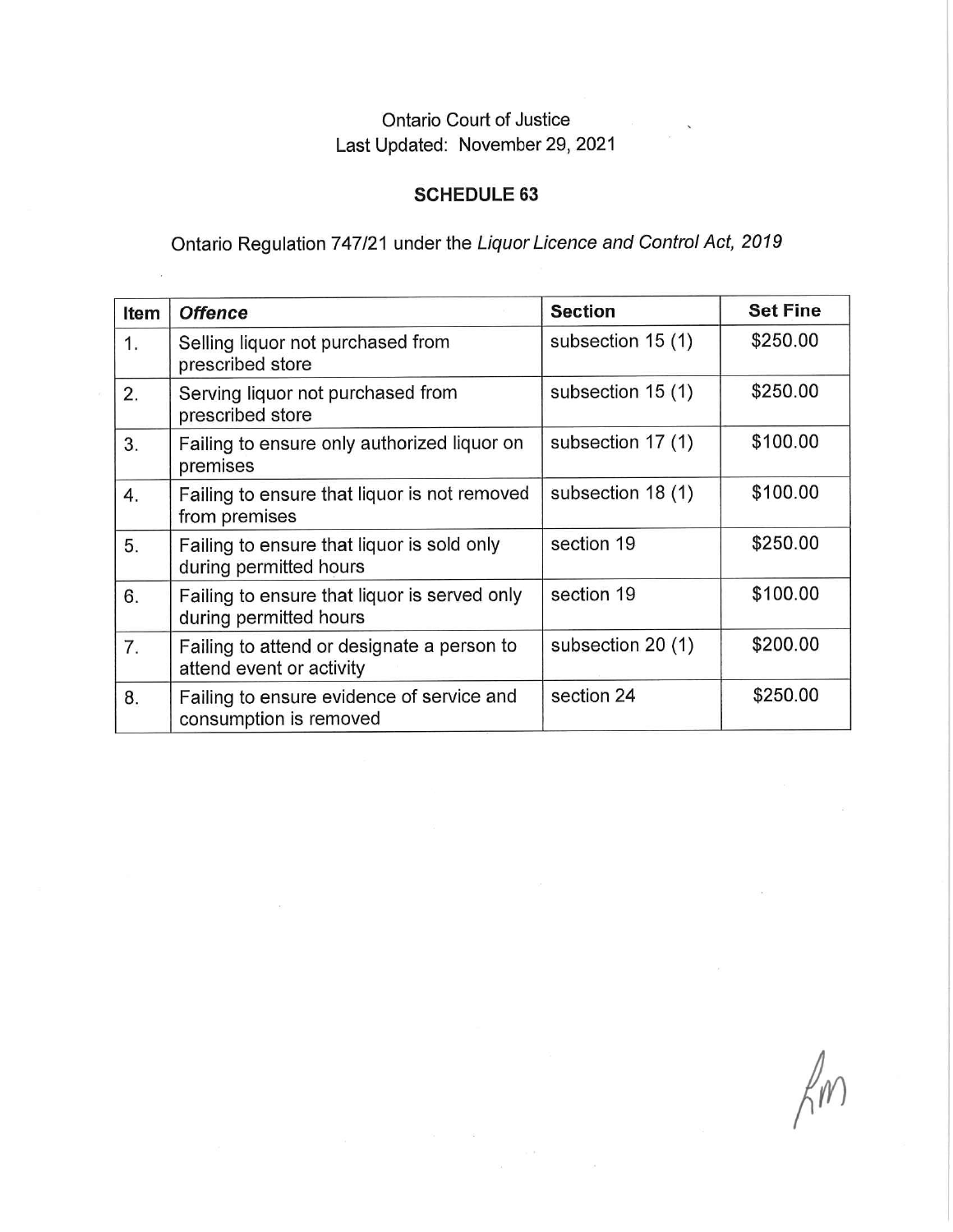Ontario Court of Justice
Last Updated: November 29, 2021

**SCHEDULE 63**

Ontario Regulation 747/21 under the *Liquor Licence and Control Act, 2019*

| Item | *Offence* | Section | Set Fine |
|---|---|---|---|
| 1. | Selling liquor not purchased from prescribed store | subsection 15 (1) | $250.00 |
| 2. | Serving liquor not purchased from prescribed store | subsection 15 (1) | $250.00 |
| 3. | Failing to ensure only authorized liquor on premises | subsection 17 (1) | $100.00 |
| 4. | Failing to ensure that liquor is not removed from premises | subsection 18 (1) | $100.00 |
| 5. | Failing to ensure that liquor is sold only during permitted hours | section 19 | $250.00 |
| 6. | Failing to ensure that liquor is served only during permitted hours | section 19 | $100.00 |
| 7. | Failing to attend or designate a person to attend event or activity | subsection 20 (1) | $200.00 |
| 8. | Failing to ensure evidence of service and consumption is removed | section 24 | $250.00 |

RM